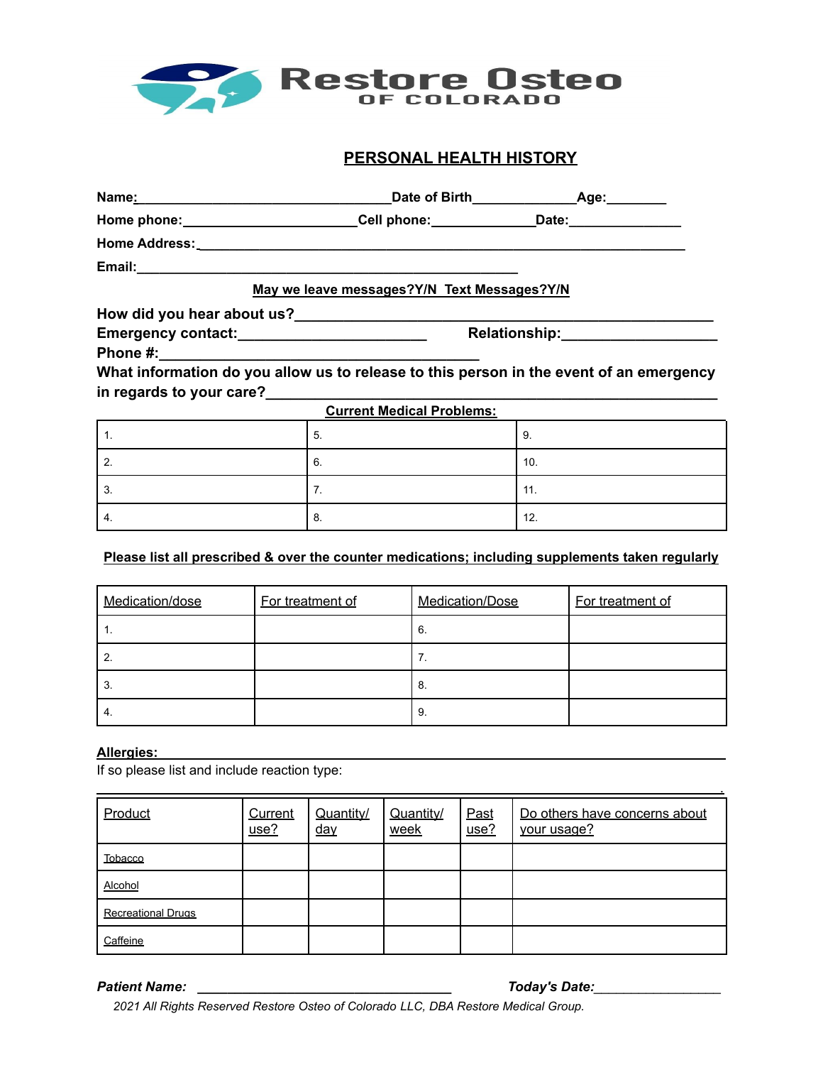Restore Osteo
OF COLORADO

## PERSONAL HEALTH HISTORY

**Name:**_________________________________**Date of Birth**_____________**Age:**________

**Home phone:**______________________**Cell phone:**_____________**Date:**_______________

**Home Address:**_______________________________________________________________

**Email:**__________________________________________________

**May we leave messages?Y/N  Text Messages?Y/N**

**How did you hear about us?**______________________________________________________

**Emergency contact:**________________________  **Relationship:**____________________

**Phone #:**__________________________________________

**What information do you allow us to release to this person in the event of an emergency in regards to your care?**__________________________________________________________

**Current Medical Problems:**

| | | |
|---|---|---|
| 1. | 5. | 9. |
| 2. | 6. | 10. |
| 3. | 7. | 11. |
| 4. | 8. | 12. |

**Please list all prescribed & over the counter medications; including supplements taken regularly**

| Medication/dose | For treatment of | Medication/Dose | For treatment of |
|---|---|---|---|
| 1. | | 6. | |
| 2. | | 7. | |
| 3. | | 8. | |
| 4. | | 9. | |

**Allergies:**_________________________________________________________________

If so please list and include reaction type:

_________________________________________________________________________.

| Product | Current use? | Quantity/ day | Quantity/ week | Past use? | Do others have concerns about your usage? |
|---|---|---|---|---|---|
| Tobacco | | | | | |
| Alcohol | | | | | |
| Recreational Drugs | | | | | |
| Caffeine | | | | | |

***Patient Name:*** ________________________________  ***Today's Date:***_________________

*2021 All Rights Reserved Restore Osteo of Colorado LLC, DBA Restore Medical Group.*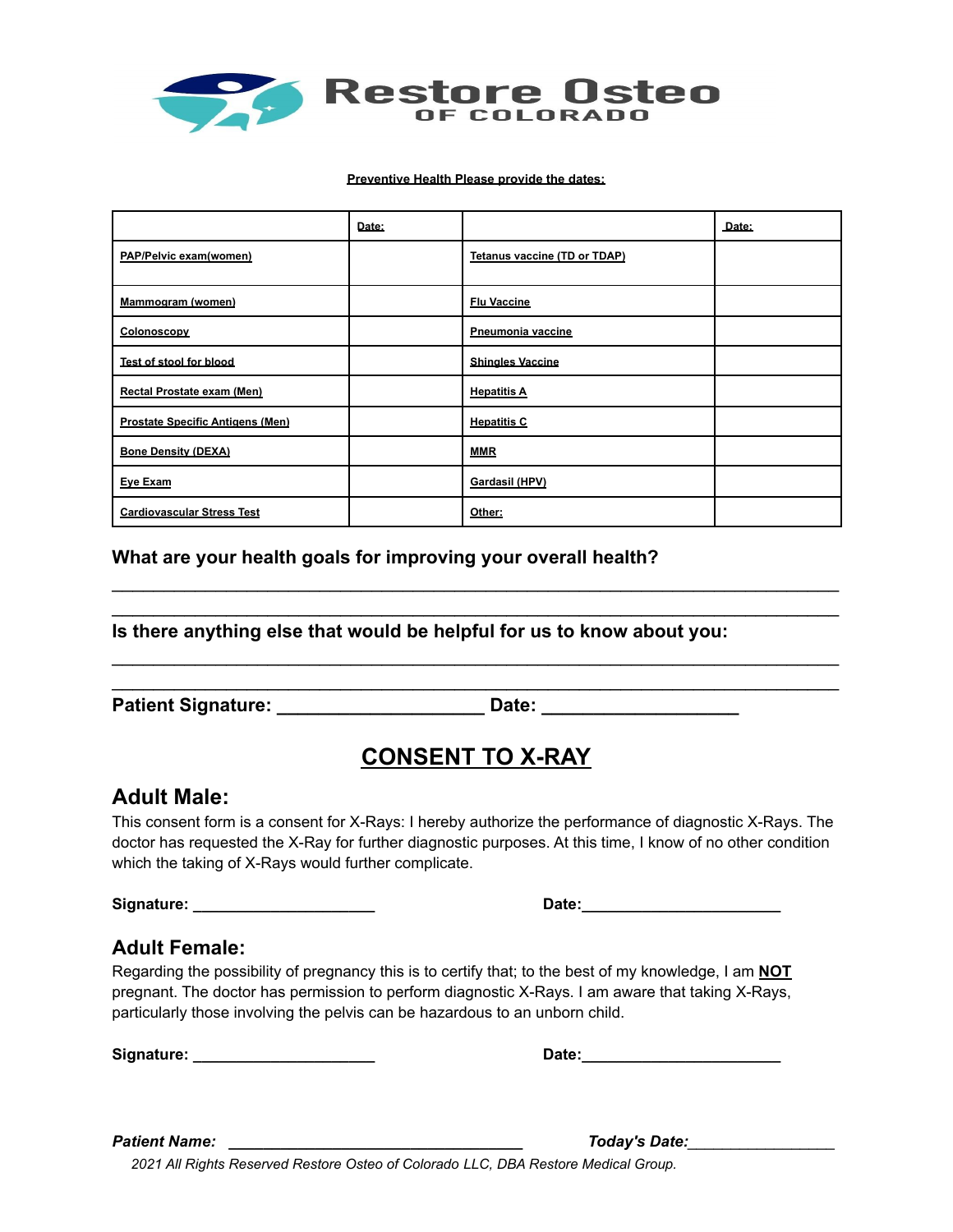# Restore Osteo
## OF COLORADO

**Preventive Health Please provide the dates:**

| | Date: | | Date: |
|---|---|---|---|
| PAP/Pelvic exam(women) | | Tetanus vaccine (TD or TDAP) | |
| Mammogram (women) | | Flu Vaccine | |
| Colonoscopy | | Pneumonia vaccine | |
| Test of stool for blood | | Shingles Vaccine | |
| Rectal Prostate exam (Men) | | Hepatitis A | |
| Prostate Specific Antigens (Men) | | Hepatitis C | |
| Bone Density (DEXA) | | MMR | |
| Eye Exam | | Gardasil (HPV) | |
| Cardiovascular Stress Test | | Other: | |

**What are your health goals for improving your overall health?**

______________________________________________________________________

______________________________________________________________________

**Is there anything else that would be helpful for us to know about you:**

______________________________________________________________________

______________________________________________________________________

**Patient Signature:** ____________________ **Date:** ___________________

## CONSENT TO X-RAY

### Adult Male:

This consent form is a consent for X-Rays: I hereby authorize the performance of diagnostic X-Rays. The doctor has requested the X-Ray for further diagnostic purposes. At this time, I know of no other condition which the taking of X-Rays would further complicate.

**Signature:** ____________________ **Date:**______________________

### Adult Female:

Regarding the possibility of pregnancy this is to certify that; to the best of my knowledge, I am **NOT** pregnant. The doctor has permission to perform diagnostic X-Rays. I am aware that taking X-Rays, particularly those involving the pelvis can be hazardous to an unborn child.

**Signature:** ____________________ **Date:**______________________

***Patient Name:*** ________________________________ ***Today's Date:***________________

*2021 All Rights Reserved Restore Osteo of Colorado LLC, DBA Restore Medical Group.*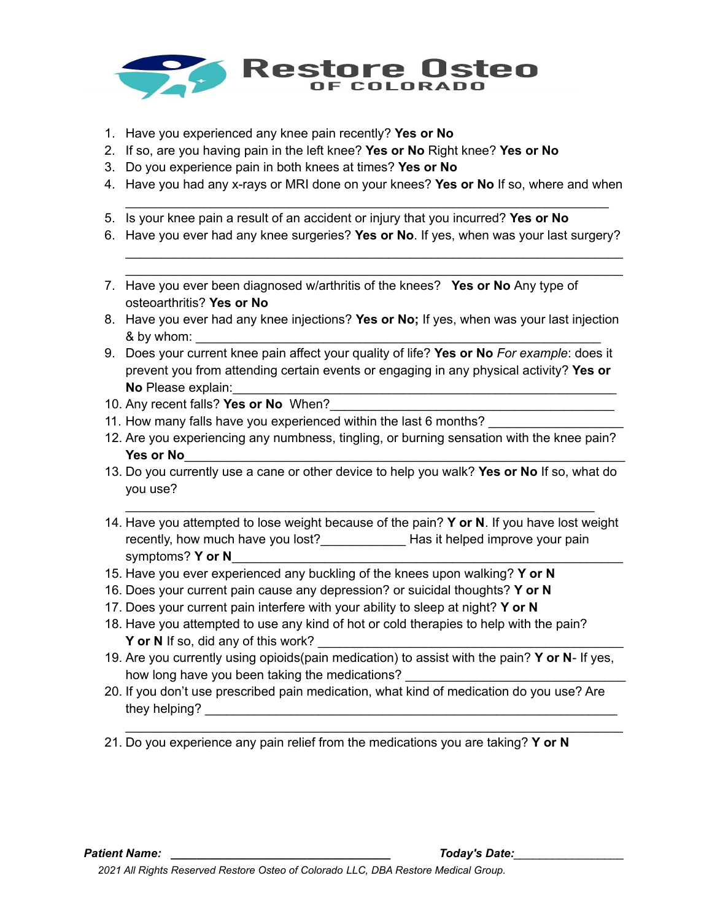# Restore Osteo
## OF COLORADO

1. Have you experienced any knee pain recently? **Yes or No**
2. If so, are you having pain in the left knee? **Yes or No** Right knee? **Yes or No**
3. Do you experience pain in both knees at times? **Yes or No**
4. Have you had any x-rays or MRI done on your knees? **Yes or No** If so, where and when
   ______________________________________________________________
5. Is your knee pain a result of an accident or injury that you incurred? **Yes or No**
6. Have you ever had any knee surgeries? **Yes or No**. If yes, when was your last surgery?
   ______________________________________________________________
   ______________________________________________________________
7. Have you ever been diagnosed w/arthritis of the knees? **Yes or No** Any type of osteoarthritis? **Yes or No**
8. Have you ever had any knee injections? **Yes or No;** If yes, when was your last injection & by whom: ____________________________________________________
9. Does your current knee pain affect your quality of life? **Yes or No** *For example*: does it prevent you from attending certain events or engaging in any physical activity? **Yes or No** Please explain:_______________________________________________
10. Any recent falls? **Yes or No** When?_____________________________________
11. How many falls have you experienced within the last 6 months? _________________
12. Are you experiencing any numbness, tingling, or burning sensation with the knee pain? **Yes or No**_____________________________________________________________
13. Do you currently use a cane or other device to help you walk? **Yes or No** If so, what do you use?
    ______________________________________________________________
14. Have you attempted to lose weight because of the pain? **Y or N**. If you have lost weight recently, how much have you lost?____________ Has it helped improve your pain symptoms? **Y or N**_______________________________________________________
15. Have you ever experienced any buckling of the knees upon walking? **Y or N**
16. Does your current pain cause any depression? or suicidal thoughts? **Y or N**
17. Does your current pain interfere with your ability to sleep at night? **Y or N**
18. Have you attempted to use any kind of hot or cold therapies to help with the pain? **Y or N** If so, did any of this work? ________________________________________
19. Are you currently using opioids(pain medication) to assist with the pain? **Y or N**- If yes, how long have you been taking the medications? ______________________________
20. If you don't use prescribed pain medication, what kind of medication do you use? Are they helping? ____________________________________________________
    ______________________________________________________________
21. Do you experience any pain relief from the medications you are taking? **Y or N**

***Patient Name:*** ______________________________ ***Today's Date:***________________

*2021 All Rights Reserved Restore Osteo of Colorado LLC, DBA Restore Medical Group.*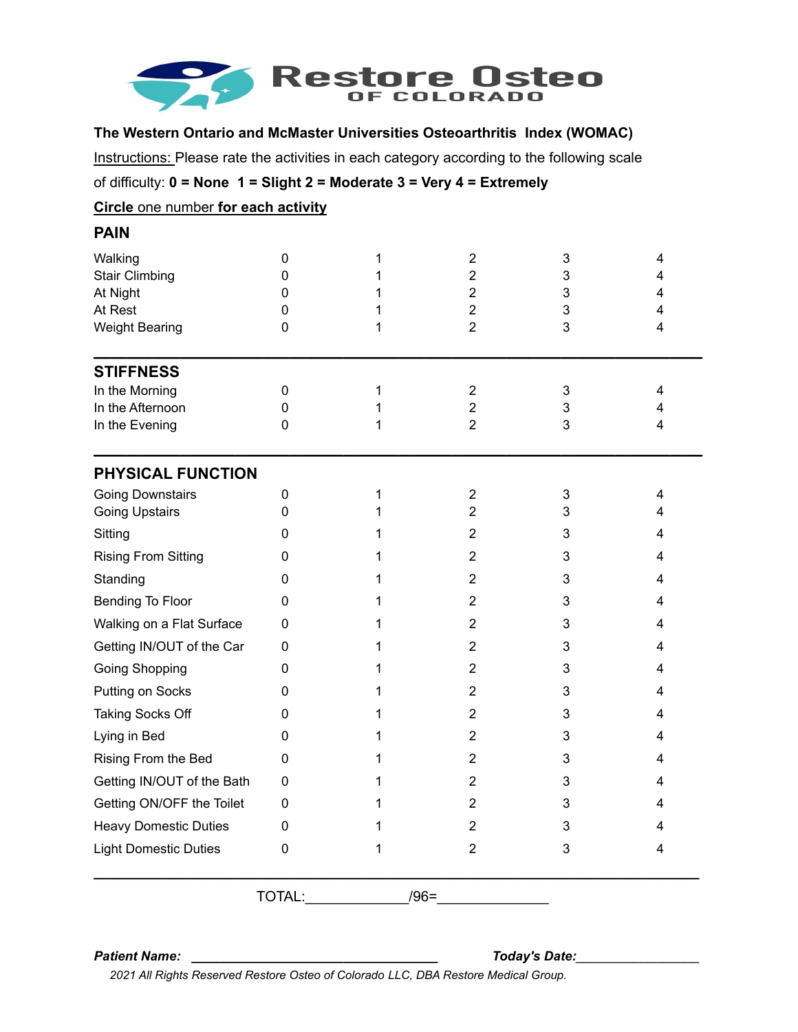Restore Osteo OF COLORADO

**The Western Ontario and McMaster Universities Osteoarthritis Index (WOMAC)**

Instructions: Please rate the activities in each category according to the following scale of difficulty: **0 = None 1 = Slight 2 = Moderate 3 = Very 4 = Extremely**

**Circle** one number **for each activity**

## PAIN

| | | | | | |
|---|---|---|---|---|---|
| Walking | 0 | 1 | 2 | 3 | 4 |
| Stair Climbing | 0 | 1 | 2 | 3 | 4 |
| At Night | 0 | 1 | 2 | 3 | 4 |
| At Rest | 0 | 1 | 2 | 3 | 4 |
| Weight Bearing | 0 | 1 | 2 | 3 | 4 |

## STIFFNESS

| | | | | | |
|---|---|---|---|---|---|
| In the Morning | 0 | 1 | 2 | 3 | 4 |
| In the Afternoon | 0 | 1 | 2 | 3 | 4 |
| In the Evening | 0 | 1 | 2 | 3 | 4 |

## PHYSICAL FUNCTION

| | | | | | |
|---|---|---|---|---|---|
| Going Downstairs | 0 | 1 | 2 | 3 | 4 |
| Going Upstairs | 0 | 1 | 2 | 3 | 4 |
| Sitting | 0 | 1 | 2 | 3 | 4 |
| Rising From Sitting | 0 | 1 | 2 | 3 | 4 |
| Standing | 0 | 1 | 2 | 3 | 4 |
| Bending To Floor | 0 | 1 | 2 | 3 | 4 |
| Walking on a Flat Surface | 0 | 1 | 2 | 3 | 4 |
| Getting IN/OUT of the Car | 0 | 1 | 2 | 3 | 4 |
| Going Shopping | 0 | 1 | 2 | 3 | 4 |
| Putting on Socks | 0 | 1 | 2 | 3 | 4 |
| Taking Socks Off | 0 | 1 | 2 | 3 | 4 |
| Lying in Bed | 0 | 1 | 2 | 3 | 4 |
| Rising From the Bed | 0 | 1 | 2 | 3 | 4 |
| Getting IN/OUT of the Bath | 0 | 1 | 2 | 3 | 4 |
| Getting ON/OFF the Toilet | 0 | 1 | 2 | 3 | 4 |
| Heavy Domestic Duties | 0 | 1 | 2 | 3 | 4 |
| Light Domestic Duties | 0 | 1 | 2 | 3 | 4 |

TOTAL:_____________/96=______________

***Patient Name:*** ________________________________ ***Today's Date:***________________

*2021 All Rights Reserved Restore Osteo of Colorado LLC, DBA Restore Medical Group.*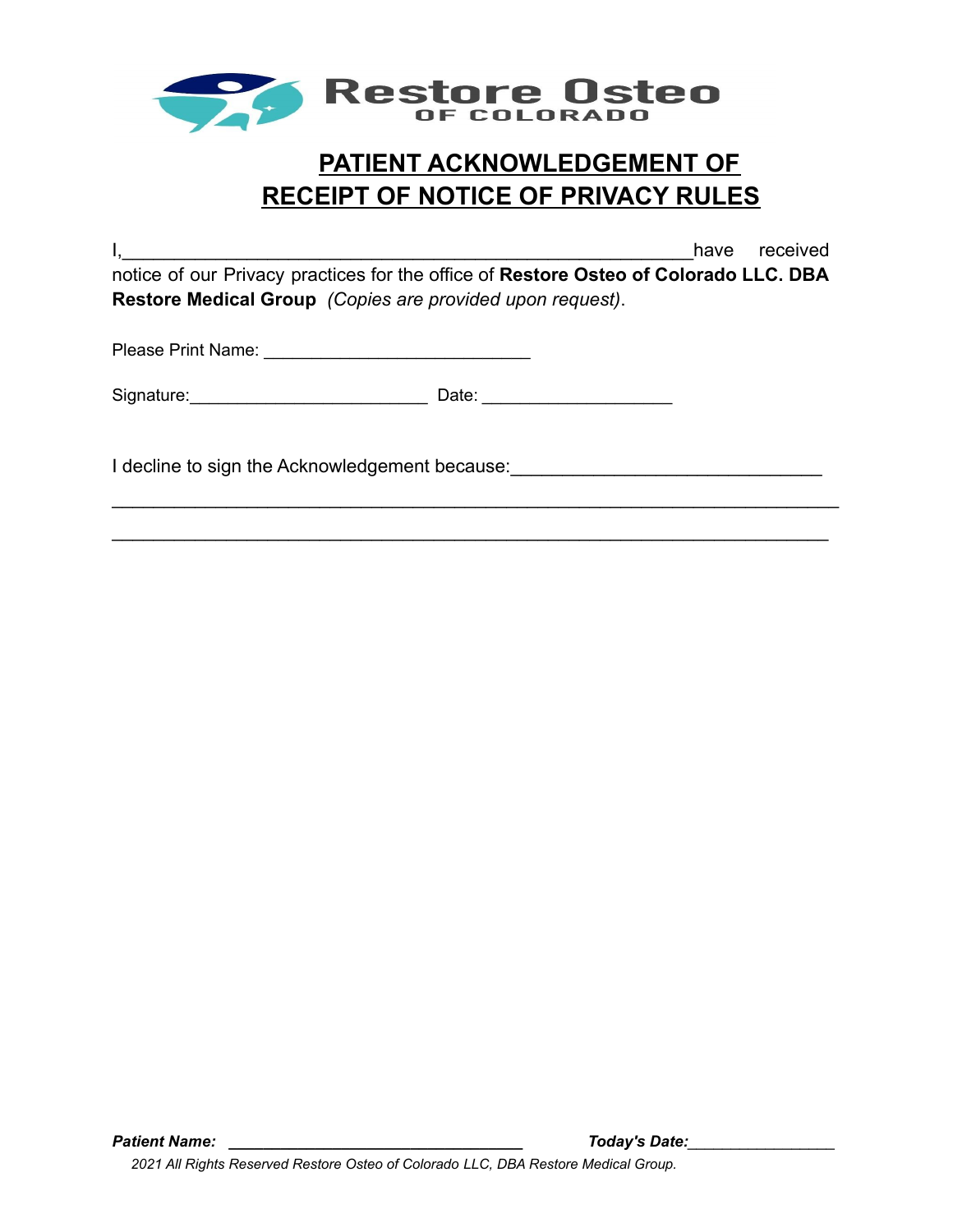Restore Osteo
OF COLORADO

# PATIENT ACKNOWLEDGEMENT OF RECEIPT OF NOTICE OF PRIVACY RULES

I,________________________________________________________have received notice of our Privacy practices for the office of **Restore Osteo of Colorado LLC. DBA Restore Medical Group** *(Copies are provided upon request)*.

Please Print Name: ___________________________

Signature:________________________ Date: ___________________

I decline to sign the Acknowledgement because:______________________________

________________________________________________________________________

________________________________________________________________________

***Patient Name:*** _______________________________ ***Today's Date:***________________

*2021 All Rights Reserved Restore Osteo of Colorado LLC, DBA Restore Medical Group.*